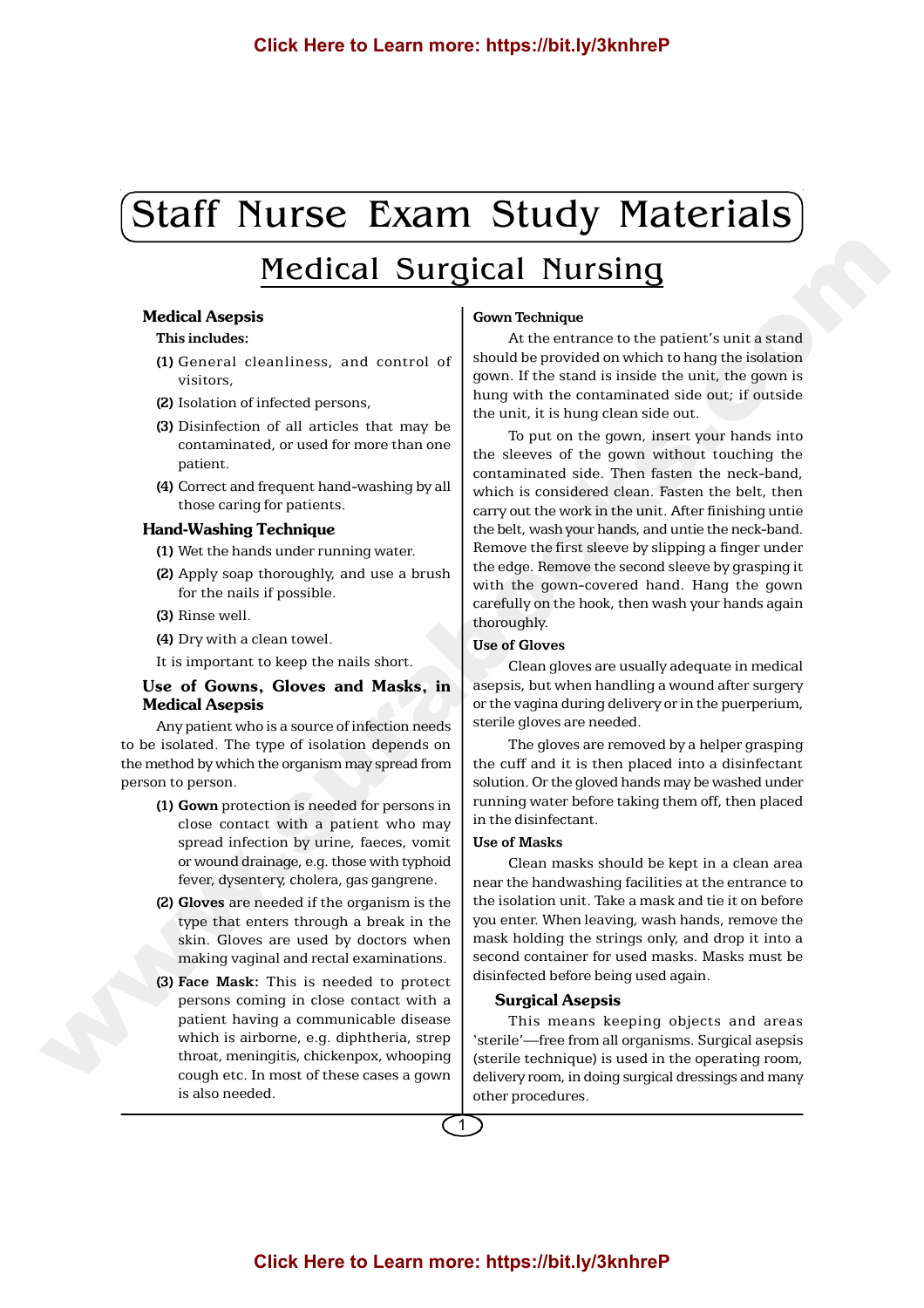# Staff Nurse Exam Study Materials

## Medical Surgical Nursing

### Medical Asepsis

**This includes:**

**(1)** General cleanliness, and control of visitors,

**(2)** Isolation of infected persons,

**(3)** Disinfection of all articles that may be contaminated, or used for more than one patient.

**(4)** Correct and frequent hand-washing by all those caring for patients.

### Hand-Washing Technique

**(1)** Wet the hands under running water.

**(2)** Apply soap thoroughly, and use a brush for the nails if possible.

**(3)** Rinse well.

**(4)** Dry with a clean towel.

It is important to keep the nails short.

### Use of Gowns, Gloves and Masks, in Medical Asepsis

Any patient who is a source of infection needs to be isolated. The type of isolation depends on the method by which the organism may spread from person to person.

**(1) Gown** protection is needed for persons in close contact with a patient who may spread infection by urine, faeces, vomit or wound drainage, e.g. those with typhoid fever, dysentery, cholera, gas gangrene.

**(2) Gloves** are needed if the organism is the type that enters through a break in the skin. Gloves are used by doctors when making vaginal and rectal examinations.

**(3) Face Mask:** This is needed to protect persons coming in close contact with a patient having a communicable disease which is airborne, e.g. diphtheria, strep throat, meningitis, chickenpox, whooping cough etc. In most of these cases a gown is also needed.

#### Gown Technique

At the entrance to the patient's unit a stand should be provided on which to hang the isolation gown. If the stand is inside the unit, the gown is hung with the contaminated side out; if outside the unit, it is hung clean side out.

To put on the gown, insert your hands into the sleeves of the gown without touching the contaminated side. Then fasten the neck-band, which is considered clean. Fasten the belt, then carry out the work in the unit. After finishing untie the belt, wash your hands, and untie the neck-band. Remove the first sleeve by slipping a finger under the edge. Remove the second sleeve by grasping it with the gown-covered hand. Hang the gown carefully on the hook, then wash your hands again thoroughly.

#### Use of Gloves

Clean gloves are usually adequate in medical asepsis, but when handling a wound after surgery or the vagina during delivery or in the puerperium, sterile gloves are needed.

The gloves are removed by a helper grasping the cuff and it is then placed into a disinfectant solution. Or the gloved hands may be washed under running water before taking them off, then placed in the disinfectant.

#### Use of Masks

Clean masks should be kept in a clean area near the handwashing facilities at the entrance to the isolation unit. Take a mask and tie it on before you enter. When leaving, wash hands, remove the mask holding the strings only, and drop it into a second container for used masks. Masks must be disinfected before being used again.

### Surgical Asepsis

This means keeping objects and areas 'sterile'—free from all organisms. Surgical asepsis (sterile technique) is used in the operating room, delivery room, in doing surgical dressings and many other procedures.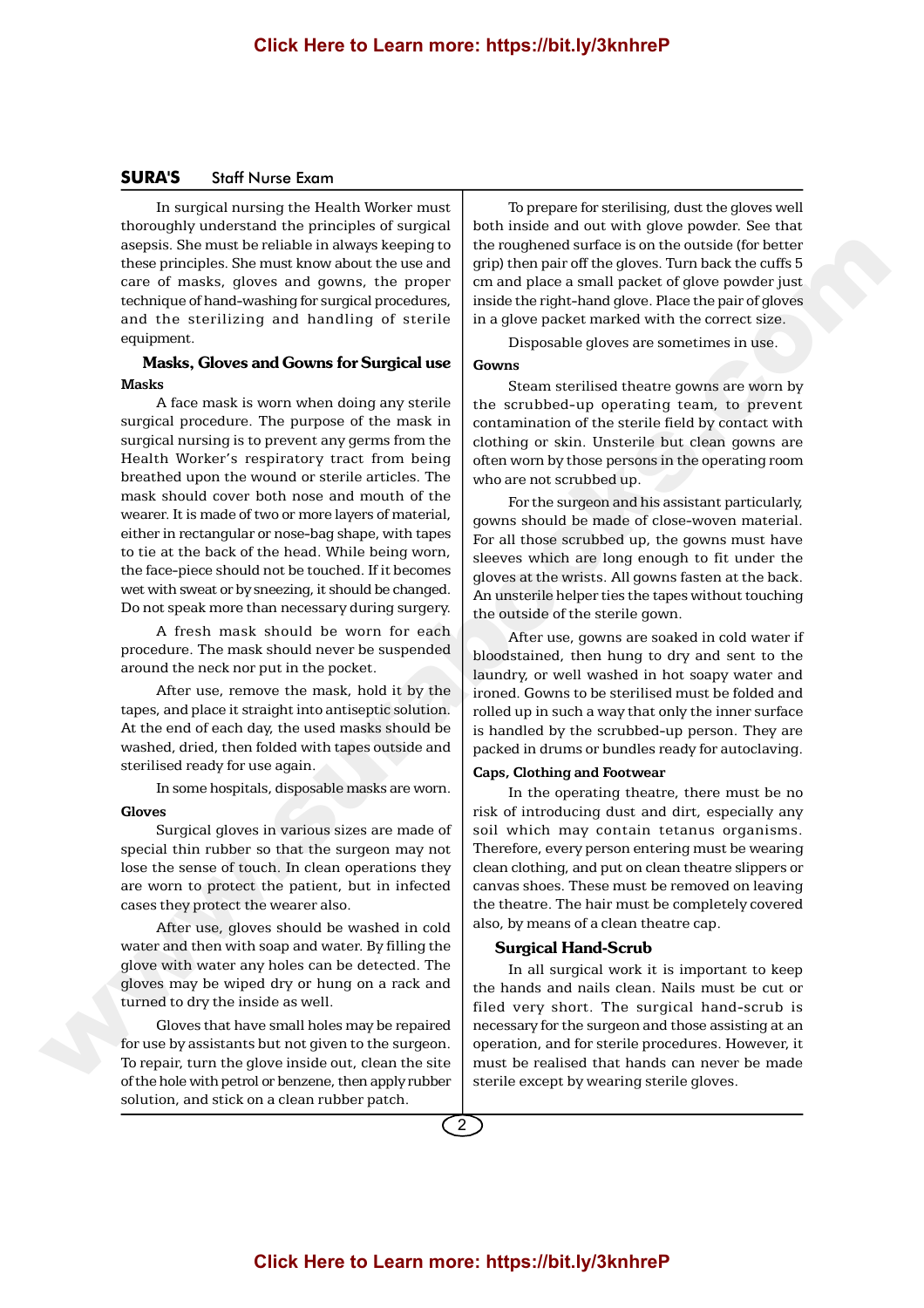In surgical nursing the Health Worker must thoroughly understand the principles of surgical asepsis. She must be reliable in always keeping to these principles. She must know about the use and care of masks, gloves and gowns, the proper technique of hand-washing for surgical procedures, and the sterilizing and handling of sterile equipment.

## Masks, Gloves and Gowns for Surgical use

### Masks

A face mask is worn when doing any sterile surgical procedure. The purpose of the mask in surgical nursing is to prevent any germs from the Health Worker's respiratory tract from being breathed upon the wound or sterile articles. The mask should cover both nose and mouth of the wearer. It is made of two or more layers of material, either in rectangular or nose-bag shape, with tapes to tie at the back of the head. While being worn, the face-piece should not be touched. If it becomes wet with sweat or by sneezing, it should be changed. Do not speak more than necessary during surgery.

A fresh mask should be worn for each procedure. The mask should never be suspended around the neck nor put in the pocket.

After use, remove the mask, hold it by the tapes, and place it straight into antiseptic solution. At the end of each day, the used masks should be washed, dried, then folded with tapes outside and sterilised ready for use again.

In some hospitals, disposable masks are worn.

### Gloves

Surgical gloves in various sizes are made of special thin rubber so that the surgeon may not lose the sense of touch. In clean operations they are worn to protect the patient, but in infected cases they protect the wearer also.

After use, gloves should be washed in cold water and then with soap and water. By filling the glove with water any holes can be detected. The gloves may be wiped dry or hung on a rack and turned to dry the inside as well.

Gloves that have small holes may be repaired for use by assistants but not given to the surgeon. To repair, turn the glove inside out, clean the site of the hole with petrol or benzene, then apply rubber solution, and stick on a clean rubber patch.

To prepare for sterilising, dust the gloves well both inside and out with glove powder. See that the roughened surface is on the outside (for better grip) then pair off the gloves. Turn back the cuffs 5 cm and place a small packet of glove powder just inside the right-hand glove. Place the pair of gloves in a glove packet marked with the correct size.

Disposable gloves are sometimes in use.

### Gowns

Steam sterilised theatre gowns are worn by the scrubbed-up operating team, to prevent contamination of the sterile field by contact with clothing or skin. Unsterile but clean gowns are often worn by those persons in the operating room who are not scrubbed up.

For the surgeon and his assistant particularly, gowns should be made of close-woven material. For all those scrubbed up, the gowns must have sleeves which are long enough to fit under the gloves at the wrists. All gowns fasten at the back. An unsterile helper ties the tapes without touching the outside of the sterile gown.

After use, gowns are soaked in cold water if bloodstained, then hung to dry and sent to the laundry, or well washed in hot soapy water and ironed. Gowns to be sterilised must be folded and rolled up in such a way that only the inner surface is handled by the scrubbed-up person. They are packed in drums or bundles ready for autoclaving.

### Caps, Clothing and Footwear

In the operating theatre, there must be no risk of introducing dust and dirt, especially any soil which may contain tetanus organisms. Therefore, every person entering must be wearing clean clothing, and put on clean theatre slippers or canvas shoes. These must be removed on leaving the theatre. The hair must be completely covered also, by means of a clean theatre cap.

## Surgical Hand-Scrub

In all surgical work it is important to keep the hands and nails clean. Nails must be cut or filed very short. The surgical hand-scrub is necessary for the surgeon and those assisting at an operation, and for sterile procedures. However, it must be realised that hands can never be made sterile except by wearing sterile gloves.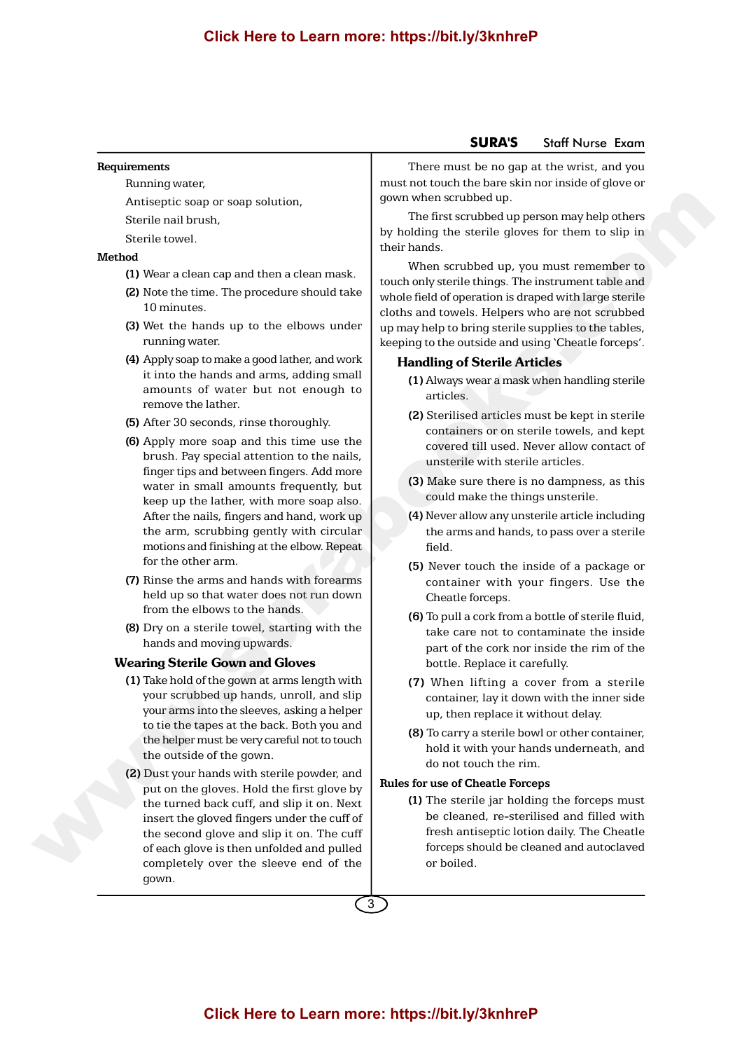**Requirements**

Running water,

Antiseptic soap or soap solution,

Sterile nail brush,

Sterile towel.

**Method**

**(1)** Wear a clean cap and then a clean mask.

**(2)** Note the time. The procedure should take 10 minutes.

**(3)** Wet the hands up to the elbows under running water.

**(4)** Apply soap to make a good lather, and work it into the hands and arms, adding small amounts of water but not enough to remove the lather.

**(5)** After 30 seconds, rinse thoroughly.

**(6)** Apply more soap and this time use the brush. Pay special attention to the nails, finger tips and between fingers. Add more water in small amounts frequently, but keep up the lather, with more soap also. After the nails, fingers and hand, work up the arm, scrubbing gently with circular motions and finishing at the elbow. Repeat for the other arm.

**(7)** Rinse the arms and hands with forearms held up so that water does not run down from the elbows to the hands.

**(8)** Dry on a sterile towel, starting with the hands and moving upwards.

### Wearing Sterile Gown and Gloves

**(1)** Take hold of the gown at arms length with your scrubbed up hands, unroll, and slip your arms into the sleeves, asking a helper to tie the tapes at the back. Both you and the helper must be very careful not to touch the outside of the gown.

**(2)** Dust your hands with sterile powder, and put on the gloves. Hold the first glove by the turned back cuff, and slip it on. Next insert the gloved fingers under the cuff of the second glove and slip it on. The cuff of each glove is then unfolded and pulled completely over the sleeve end of the gown.

There must be no gap at the wrist, and you must not touch the bare skin nor inside of glove or gown when scrubbed up.

The first scrubbed up person may help others by holding the sterile gloves for them to slip in their hands.

When scrubbed up, you must remember to touch only sterile things. The instrument table and whole field of operation is draped with large sterile cloths and towels. Helpers who are not scrubbed up may help to bring sterile supplies to the tables, keeping to the outside and using 'Cheatle forceps'.

### Handling of Sterile Articles

**(1)** Always wear a mask when handling sterile articles.

**(2)** Sterilised articles must be kept in sterile containers or on sterile towels, and kept covered till used. Never allow contact of unsterile with sterile articles.

**(3)** Make sure there is no dampness, as this could make the things unsterile.

**(4)** Never allow any unsterile article including the arms and hands, to pass over a sterile field.

**(5)** Never touch the inside of a package or container with your fingers. Use the Cheatle forceps.

**(6)** To pull a cork from a bottle of sterile fluid, take care not to contaminate the inside part of the cork nor inside the rim of the bottle. Replace it carefully.

**(7)** When lifting a cover from a sterile container, lay it down with the inner side up, then replace it without delay.

**(8)** To carry a sterile bowl or other container, hold it with your hands underneath, and do not touch the rim.

**Rules for use of Cheatle Forceps**

**(1)** The sterile jar holding the forceps must be cleaned, re-sterilised and filled with fresh antiseptic lotion daily. The Cheatle forceps should be cleaned and autoclaved or boiled.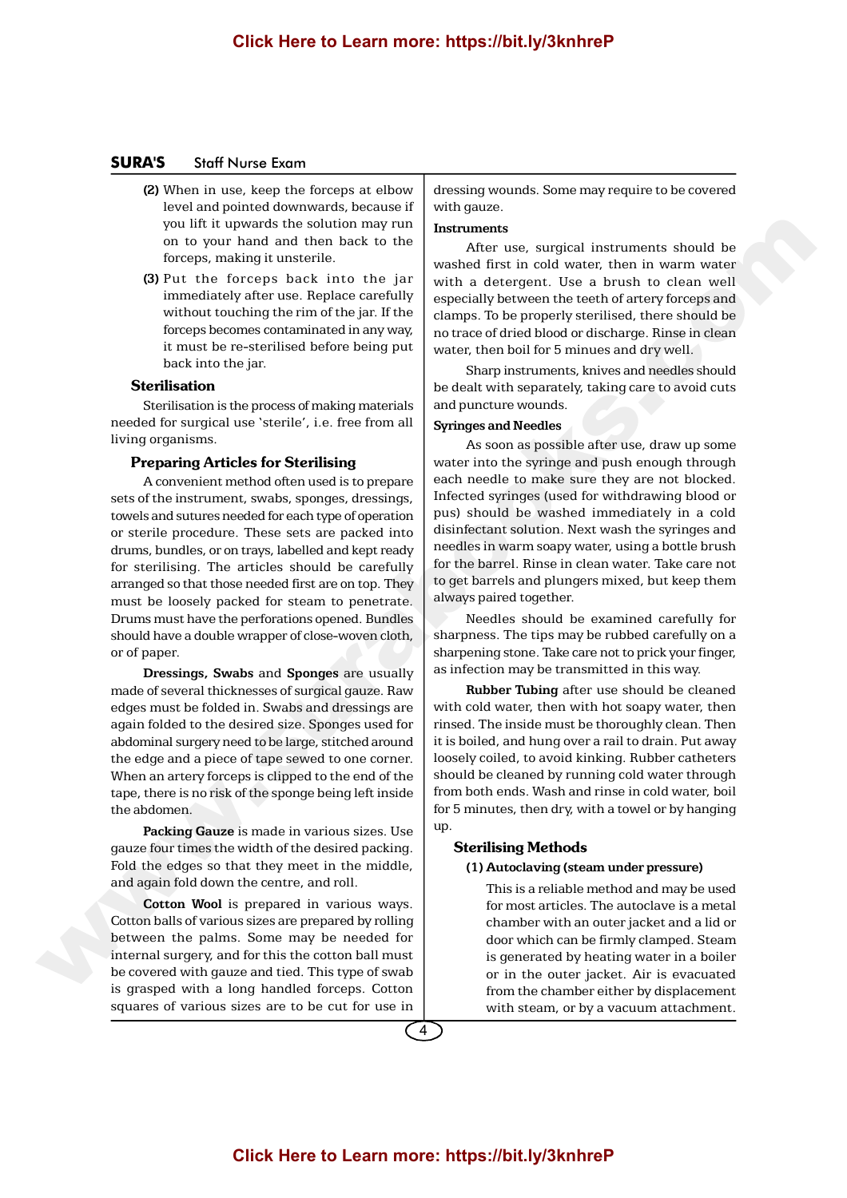(2) When in use, keep the forceps at elbow level and pointed downwards, because if you lift it upwards the solution may run on to your hand and then back to the forceps, making it unsterile.

(3) Put the forceps back into the jar immediately after use. Replace carefully without touching the rim of the jar. If the forceps becomes contaminated in any way, it must be re-sterilised before being put back into the jar.

## Sterilisation

Sterilisation is the process of making materials needed for surgical use 'sterile', i.e. free from all living organisms.

## Preparing Articles for Sterilising

A convenient method often used is to prepare sets of the instrument, swabs, sponges, dressings, towels and sutures needed for each type of operation or sterile procedure. These sets are packed into drums, bundles, or on trays, labelled and kept ready for sterilising. The articles should be carefully arranged so that those needed first are on top. They must be loosely packed for steam to penetrate. Drums must have the perforations opened. Bundles should have a double wrapper of close-woven cloth, or of paper.

**Dressings, Swabs** and **Sponges** are usually made of several thicknesses of surgical gauze. Raw edges must be folded in. Swabs and dressings are again folded to the desired size. Sponges used for abdominal surgery need to be large, stitched around the edge and a piece of tape sewed to one corner. When an artery forceps is clipped to the end of the tape, there is no risk of the sponge being left inside the abdomen.

**Packing Gauze** is made in various sizes. Use gauze four times the width of the desired packing. Fold the edges so that they meet in the middle, and again fold down the centre, and roll.

**Cotton Wool** is prepared in various ways. Cotton balls of various sizes are prepared by rolling between the palms. Some may be needed for internal surgery, and for this the cotton ball must be covered with gauze and tied. This type of swab is grasped with a long handled forceps. Cotton squares of various sizes are to be cut for use in dressing wounds. Some may require to be covered with gauze.

### Instruments

After use, surgical instruments should be washed first in cold water, then in warm water with a detergent. Use a brush to clean well especially between the teeth of artery forceps and clamps. To be properly sterilised, there should be no trace of dried blood or discharge. Rinse in clean water, then boil for 5 minues and dry well.

Sharp instruments, knives and needles should be dealt with separately, taking care to avoid cuts and puncture wounds.

### Syringes and Needles

As soon as possible after use, draw up some water into the syringe and push enough through each needle to make sure they are not blocked. Infected syringes (used for withdrawing blood or pus) should be washed immediately in a cold disinfectant solution. Next wash the syringes and needles in warm soapy water, using a bottle brush for the barrel. Rinse in clean water. Take care not to get barrels and plungers mixed, but keep them always paired together.

Needles should be examined carefully for sharpness. The tips may be rubbed carefully on a sharpening stone. Take care not to prick your finger, as infection may be transmitted in this way.

**Rubber Tubing** after use should be cleaned with cold water, then with hot soapy water, then rinsed. The inside must be thoroughly clean. Then it is boiled, and hung over a rail to drain. Put away loosely coiled, to avoid kinking. Rubber catheters should be cleaned by running cold water through from both ends. Wash and rinse in cold water, boil for 5 minutes, then dry, with a towel or by hanging up.

## Sterilising Methods

**(1) Autoclaving (steam under pressure)**

This is a reliable method and may be used for most articles. The autoclave is a metal chamber with an outer jacket and a lid or door which can be firmly clamped. Steam is generated by heating water in a boiler or in the outer jacket. Air is evacuated from the chamber either by displacement with steam, or by a vacuum attachment.